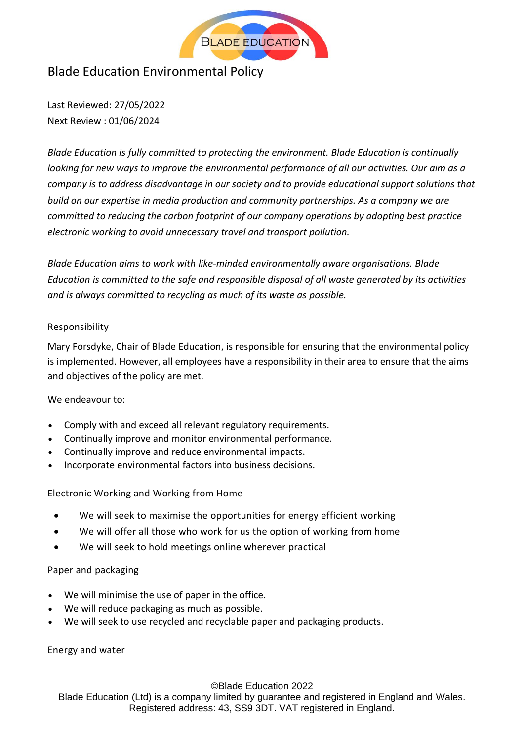# Blade Education Environmental Policy

Last Reviewed: 27/05/2022
Next Review : 01/06/2024

*Blade Education is fully committed to protecting the environment. Blade Education is continually looking for new ways to improve the environmental performance of all our activities. Our aim as a company is to address disadvantage in our society and to provide educational support solutions that build on our expertise in media production and community partnerships. As a company we are committed to reducing the carbon footprint of our company operations by adopting best practice electronic working to avoid unnecessary travel and transport pollution.*

*Blade Education aims to work with like-minded environmentally aware organisations. Blade Education is committed to the safe and responsible disposal of all waste generated by its activities and is always committed to recycling as much of its waste as possible.*

## Responsibility

Mary Forsdyke, Chair of Blade Education, is responsible for ensuring that the environmental policy is implemented. However, all employees have a responsibility in their area to ensure that the aims and objectives of the policy are met.

We endeavour to:

- Comply with and exceed all relevant regulatory requirements.
- Continually improve and monitor environmental performance.
- Continually improve and reduce environmental impacts.
- Incorporate environmental factors into business decisions.

## Electronic Working and Working from Home

- We will seek to maximise the opportunities for energy efficient working
- We will offer all those who work for us the option of working from home
- We will seek to hold meetings online wherever practical

## Paper and packaging

- We will minimise the use of paper in the office.
- We will reduce packaging as much as possible.
- We will seek to use recycled and recyclable paper and packaging products.

## Energy and water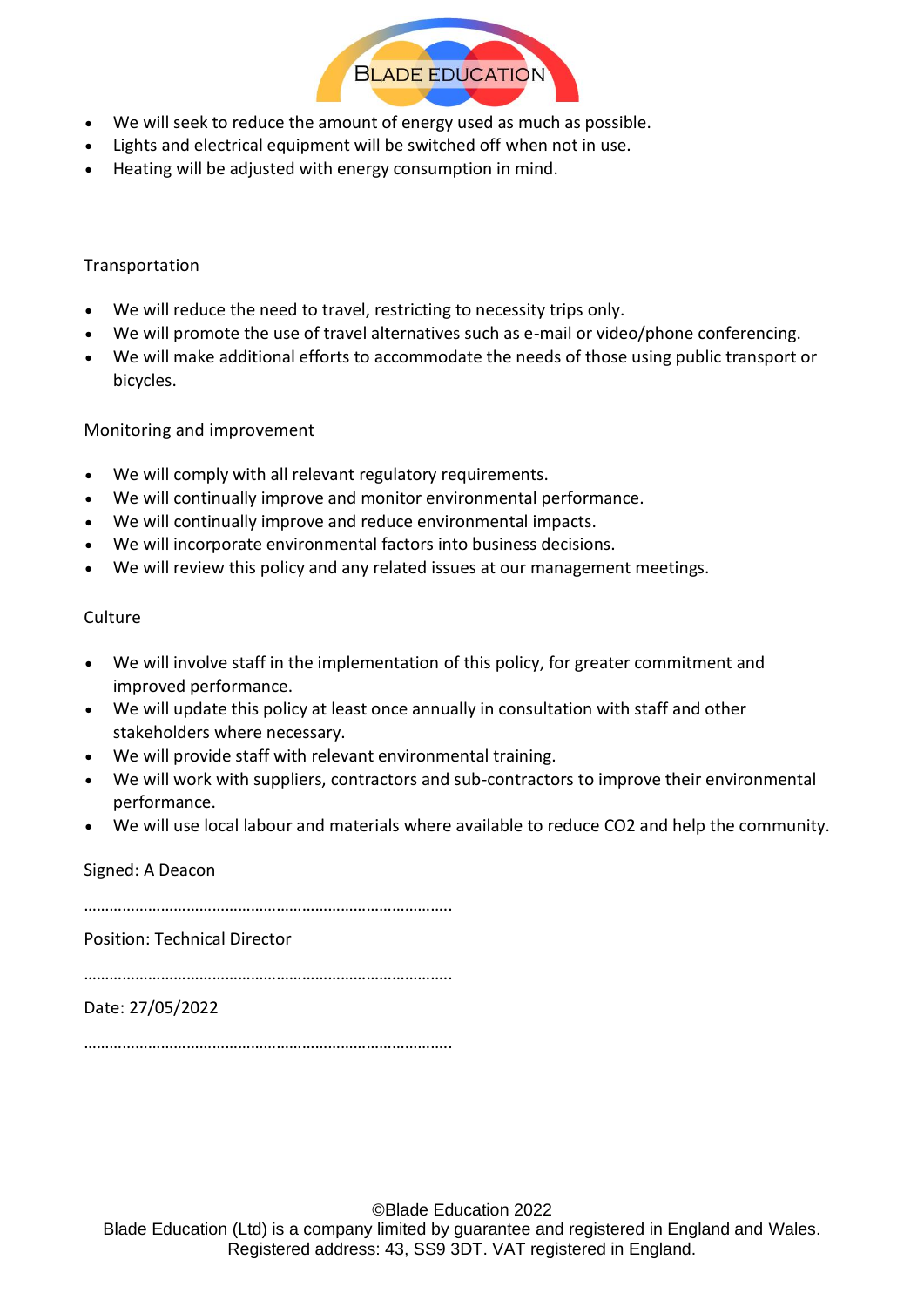- We will seek to reduce the amount of energy used as much as possible.
- Lights and electrical equipment will be switched off when not in use.
- Heating will be adjusted with energy consumption in mind.

Transportation

- We will reduce the need to travel, restricting to necessity trips only.
- We will promote the use of travel alternatives such as e-mail or video/phone conferencing.
- We will make additional efforts to accommodate the needs of those using public transport or bicycles.

Monitoring and improvement

- We will comply with all relevant regulatory requirements.
- We will continually improve and monitor environmental performance.
- We will continually improve and reduce environmental impacts.
- We will incorporate environmental factors into business decisions.
- We will review this policy and any related issues at our management meetings.

Culture

- We will involve staff in the implementation of this policy, for greater commitment and improved performance.
- We will update this policy at least once annually in consultation with staff and other stakeholders where necessary.
- We will provide staff with relevant environmental training.
- We will work with suppliers, contractors and sub-contractors to improve their environmental performance.
- We will use local labour and materials where available to reduce $CO_2$ and help the community.

Signed: A Deacon

…………………………………………………………………………

Position: Technical Director

…………………………………………………………………………

Date: 27/05/2022

…………………………………………………………………………

©Blade Education 2022
Blade Education (Ltd) is a company limited by guarantee and registered in England and Wales.
Registered address: 43, SS9 3DT. VAT registered in England.